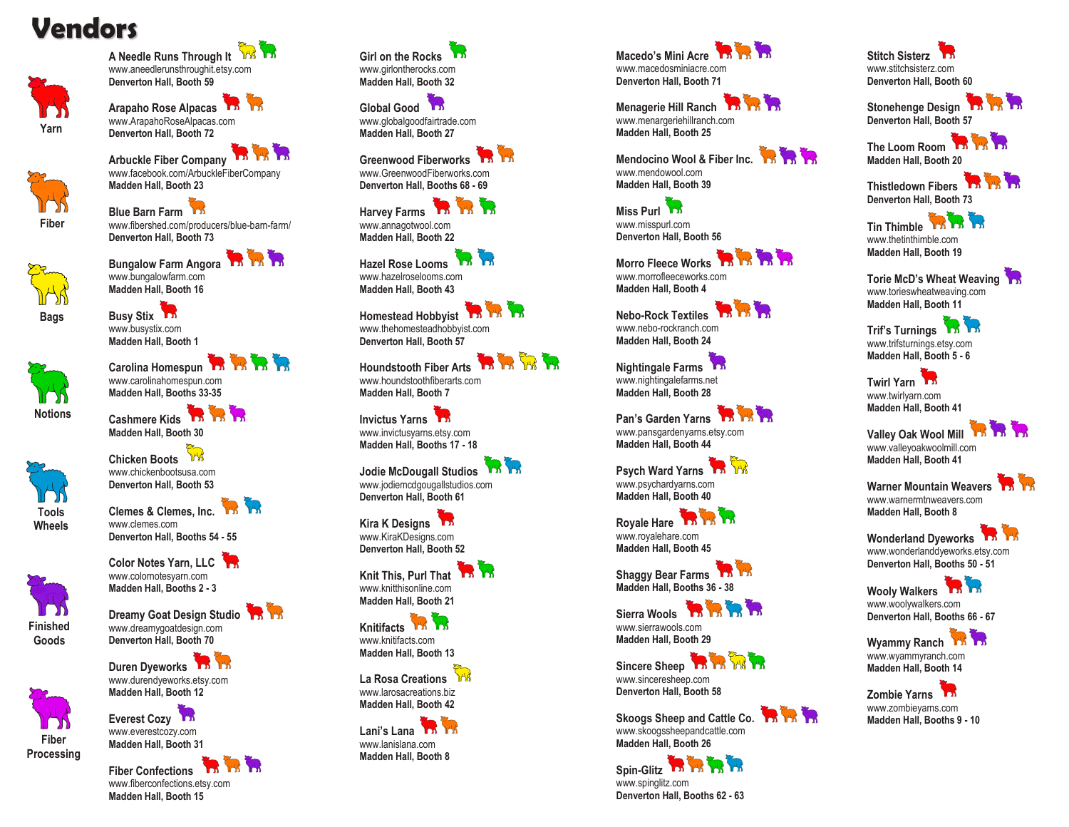# Vendors

**Legend:**

- Yarn
- Fiber
- Bags
- Notions
- Tools Wheels
- Finished Goods
- Fiber Processing

**A Needle Runs Through It**
www.aneedlerunsthroughit.etsy.com
Denverton Hall, Booth 59

**Arapaho Rose Alpacas**
www.ArapahoRoseAlpacas.com
Denverton Hall, Booth 72

**Arbuckle Fiber Company**
www.facebook.com/ArbuckleFiberCompany
Madden Hall, Booth 23

**Blue Barn Farm**
www.fibershed.com/producers/blue-barn-farm/
Denverton Hall, Booth 73

**Bungalow Farm Angora**
www.bungalowfarm.com
Madden Hall, Booth 16

**Busy Stix**
www.busystix.com
Madden Hall, Booth 1

**Carolina Homespun**
www.carolinahomespun.com
Madden Hall, Booths 33-35

**Cashmere Kids**
Madden Hall, Booth 30

**Chicken Boots**
www.chickenbootsusa.com
Denverton Hall, Booth 53

**Clemes & Clemes, Inc.**
www.clemes.com
Denverton Hall, Booths 54 - 55

**Color Notes Yarn, LLC**
www.colornotesyarn.com
Madden Hall, Booths 2 - 3

**Dreamy Goat Design Studio**
www.dreamygoatdesign.com
Denverton Hall, Booth 70

**Duren Dyeworks**
www.durendyeworks.etsy.com
Madden Hall, Booth 12

**Everest Cozy**
www.everestcozy.com
Madden Hall, Booth 31

**Fiber Confections**
www.fiberconfections.etsy.com
Madden Hall, Booth 15

**Girl on the Rocks**
www.girlontherocks.com
Madden Hall, Booth 32

**Global Good**
www.globalgoodfairtrade.com
Madden Hall, Booth 27

**Greenwood Fiberworks**
www.GreenwoodFiberworks.com
Denverton Hall, Booths 68 - 69

**Harvey Farms**
www.annagotwool.com
Madden Hall, Booth 22

**Hazel Rose Looms**
www.hazelroselooms.com
Madden Hall, Booth 43

**Homestead Hobbyist**
www.thehomesteadhobbyist.com
Denverton Hall, Booth 57

**Houndstooth Fiber Arts**
www.houndstoothfiberarts.com
Madden Hall, Booth 7

**Invictus Yarns**
www.invictusyarns.etsy.com
Madden Hall, Booths 17 - 18

**Jodie McDougall Studios**
www.jodiemcdougallstudios.com
Denverton Hall, Booth 61

**Kira K Designs**
www.KiraKDesigns.com
Denverton Hall, Booth 52

**Knit This, Purl That**
www.knitthisonline.com
Madden Hall, Booth 21

**Knitifacts**
www.knitifacts.com
Madden Hall, Booth 13

**La Rosa Creations**
www.larosacreations.biz
Madden Hall, Booth 42

**Lani's Lana**
www.lanislana.com
Madden Hall, Booth 8

**Macedo's Mini Acre**
www.macedosminiacre.com
Denverton Hall, Booth 71

**Menagerie Hill Ranch**
www.menageriehillranch.com
Madden Hall, Booth 25

**Mendocino Wool & Fiber Inc.**
www.mendowool.com
Madden Hall, Booth 39

**Miss Purl**
www.misspurl.com
Denverton Hall, Booth 56

**Morro Fleece Works**
www.morrofleeceworks.com
Madden Hall, Booth 4

**Nebo-Rock Textiles**
www.nebo-rockranch.com
Madden Hall, Booth 24

**Nightingale Farms**
www.nightingalefarms.net
Madden Hall, Booth 28

**Pan's Garden Yarns**
www.pansgardenyarns.etsy.com
Madden Hall, Booth 44

**Psych Ward Yarns**
www.psychardyarns.com
Madden Hall, Booth 40

**Royale Hare**
www.royalehare.com
Madden Hall, Booth 45

**Shaggy Bear Farms**
Madden Hall, Booths 36 - 38

**Sierra Wools**
www.sierrawools.com
Madden Hall, Booth 29

**Sincere Sheep**
www.sinceresheep.com
Denverton Hall, Booth 58

**Skoogs Sheep and Cattle Co.**
www.skoogssheepandcattle.com
Madden Hall, Booth 26

**Spin-Glitz**
www.spinglitz.com
Denverton Hall, Booths 62 - 63

**Stitch Sisterz**
www.stitchsisterz.com
Denverton Hall, Booth 60

**Stonehenge Design**
Denverton Hall, Booth 57

**The Loom Room**
Madden Hall, Booth 20

**Thistledown Fibers**
Denverton Hall, Booth 73

**Tin Thimble**
www.thetinthimble.com
Madden Hall, Booth 19

**Torie McD's Wheat Weaving**
www.torieswheatweaving.com
Madden Hall, Booth 11

**Trif's Turnings**
www.trifsturnings.etsy.com
Madden Hall, Booth 5 - 6

**Twirl Yarn**
www.twirlyarn.com
Madden Hall, Booth 41

**Valley Oak Wool Mill**
www.valleyoakwoolmill.com
Madden Hall, Booth 41

**Warner Mountain Weavers**
www.warnermtnweavers.com
Madden Hall, Booth 8

**Wonderland Dyeworks**
www.wonderlanddyeworks.etsy.com
Denverton Hall, Booths 50 - 51

**Wooly Walkers**
www.woolywalkers.com
Denverton Hall, Booths 66 - 67

**Wyammy Ranch**
www.wyammyranch.com
Madden Hall, Booth 14

**Zombie Yarns**
www.zombieyarns.com
Madden Hall, Booths 9 - 10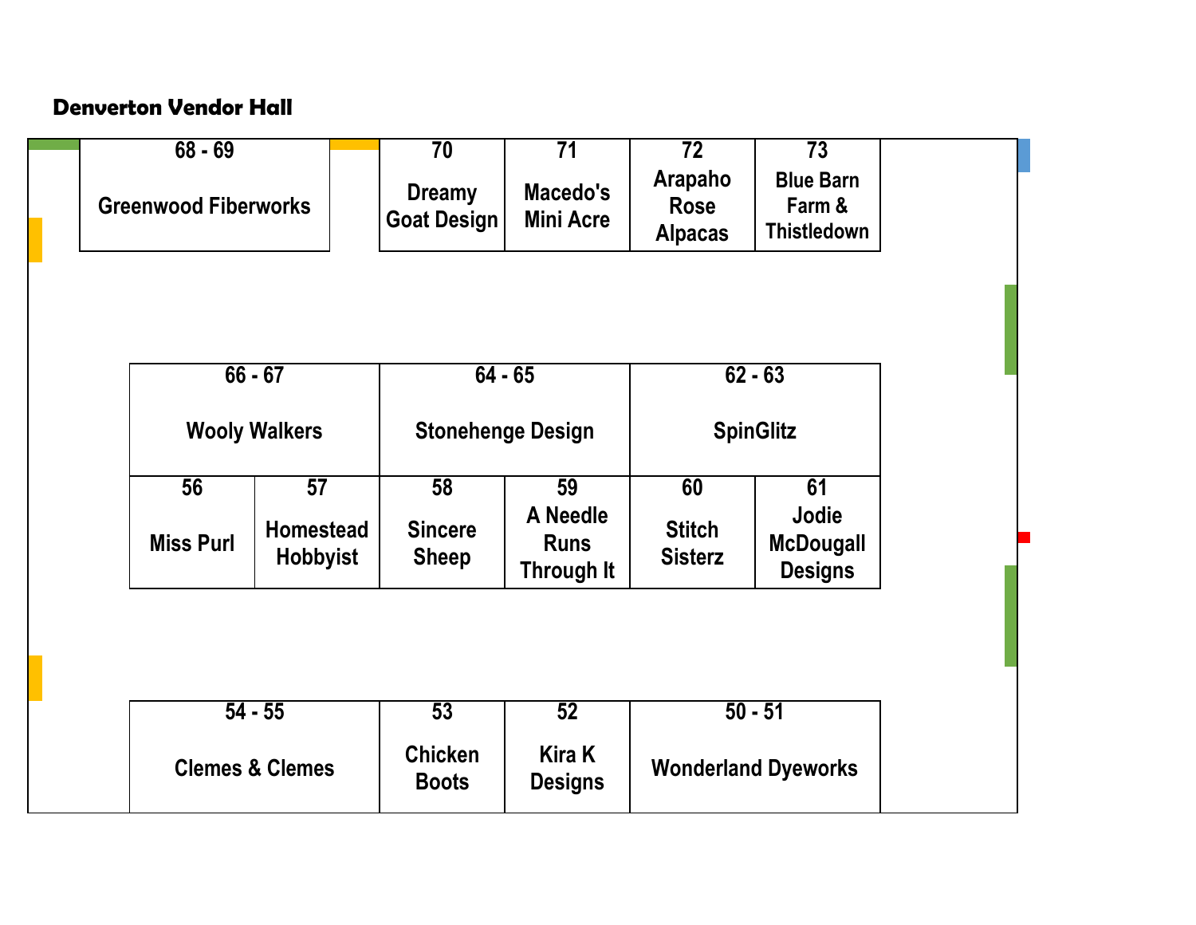## Denverton Vendor Hall

| Booth | Vendor |
|---|---|
| 68 - 69 | Greenwood Fiberworks |
| 70 | Dreamy Goat Design |
| 71 | Macedo's Mini Acre |
| 72 | Arapaho Rose Alpacas |
| 73 | Blue Barn Farm & Thistledown |
| 66 - 67 | Wooly Walkers |
| 64 - 65 | Stonehenge Design |
| 62 - 63 | SpinGlitz |
| 56 | Miss Purl |
| 57 | Homestead Hobbyist |
| 58 | Sincere Sheep |
| 59 | A Needle Runs Through It |
| 60 | Stitch Sisterz |
| 61 | Jodie McDougall Designs |
| 54 - 55 | Clemes & Clemes |
| 53 | Chicken Boots |
| 52 | Kira K Designs |
| 50 - 51 | Wonderland Dyeworks |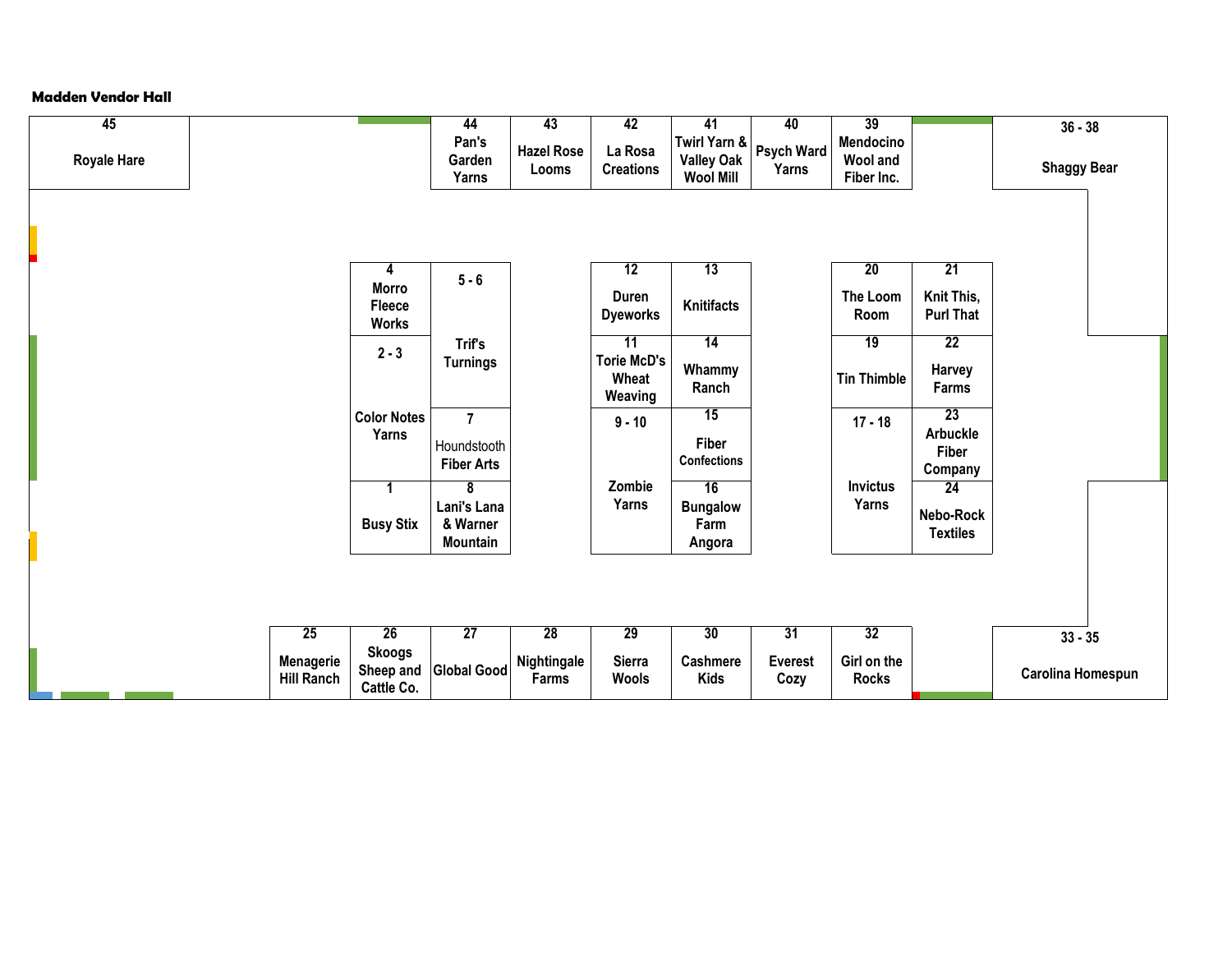## Madden Vendor Hall

45
Royale Hare

44
Pan's Garden Yarns

43
Hazel Rose Looms

42
La Rosa Creations

41
Twirl Yarn & Valley Oak Wool Mill

40
Psych Ward Yarns

39
Mendocino Wool and Fiber Inc.

36 - 38
Shaggy Bear

4
Morro Fleece Works

5 - 6
Trif's Turnings

2 - 3
Color Notes Yarns

7
Houndstooth Fiber Arts

1
Busy Stix

8
Lani's Lana & Warner Mountain

12
Duren Dyeworks

13
Knitifacts

11
Torie McD's Wheat Weaving

14
Whammy Ranch

9 - 10
Zombie Yarns

15
Fiber Confections

16
Bungalow Farm Angora

20
The Loom Room

21
Knit This, Purl That

19
Tin Thimble

22
Harvey Farms

17 - 18
Invictus Yarns

23
Arbuckle Fiber Company

24
Nebo-Rock Textiles

25
Menagerie Hill Ranch

26
Skoogs Sheep and Cattle Co.

27
Global Good

28
Nightingale Farms

29
Sierra Wools

30
Cashmere Kids

31
Everest Cozy

32
Girl on the Rocks

33 - 35
Carolina Homespun